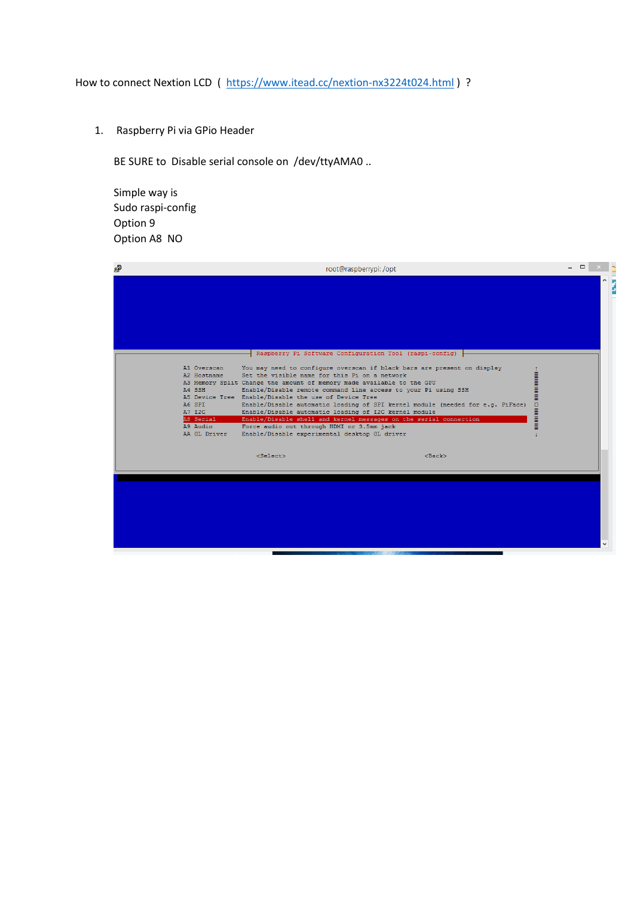How to connect Nextion LCD ( [https://www.itead.cc/nextion-nx3224t024.html](https://www.itead.cc/nextion-nx3224t024.html) ) ?

1. Raspberry Pi via GPio Header

   BE SURE to Disable serial console on /dev/ttyAMA0 ..

   Simple way is
   Sudo raspi-config
   Option 9
   Option A8 NO

```
root@raspberrypi: /opt

Raspberry Pi Software Configuration Tool (raspi-config)

A1 Overscan      You may need to configure overscan if black bars are present on display
A2 Hostname      Set the visible name for this Pi on a network
A3 Memory Split  Change the amount of memory made available to the GPU
A4 SSH           Enable/Disable remote command line access to your Pi using SSH
A5 Device Tree   Enable/Disable the use of Device Tree
A6 SPI           Enable/Disable automatic loading of SPI kernel module (needed for e.g. PiFace)
A7 I2C           Enable/Disable automatic loading of I2C kernel module
A8 Serial        Enable/Disable shell and kernel messages on the serial connection
A9 Audio         Force audio out through HDMI or 3.5mm jack
AA GL Driver     Enable/Disable experimental desktop GL driver

                <Select>                                  <Back>
```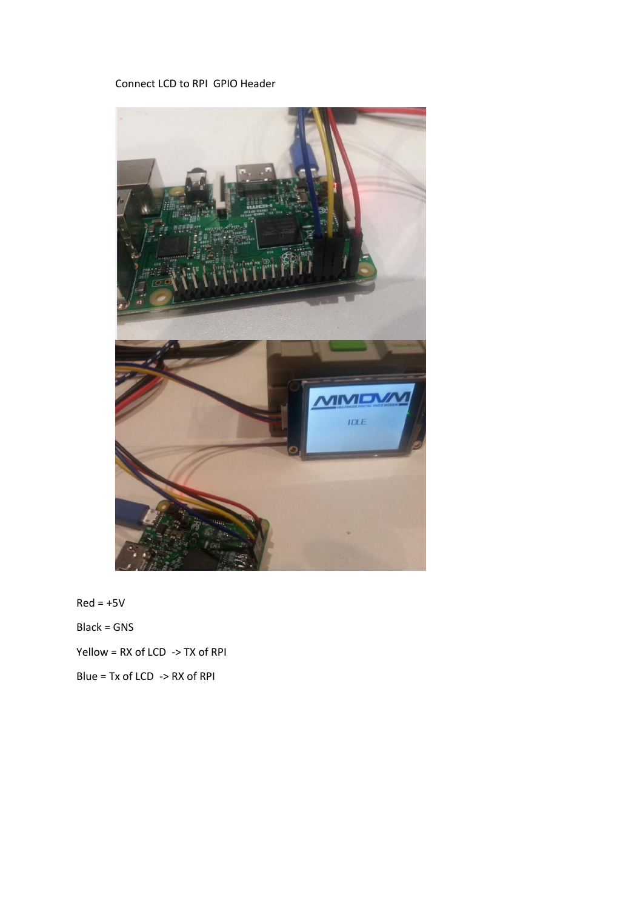Connect LCD to RPI GPIO Header

Red = +5V

Black = GNS

Yellow = RX of LCD -> TX of RPI

Blue = Tx of LCD -> RX of RPI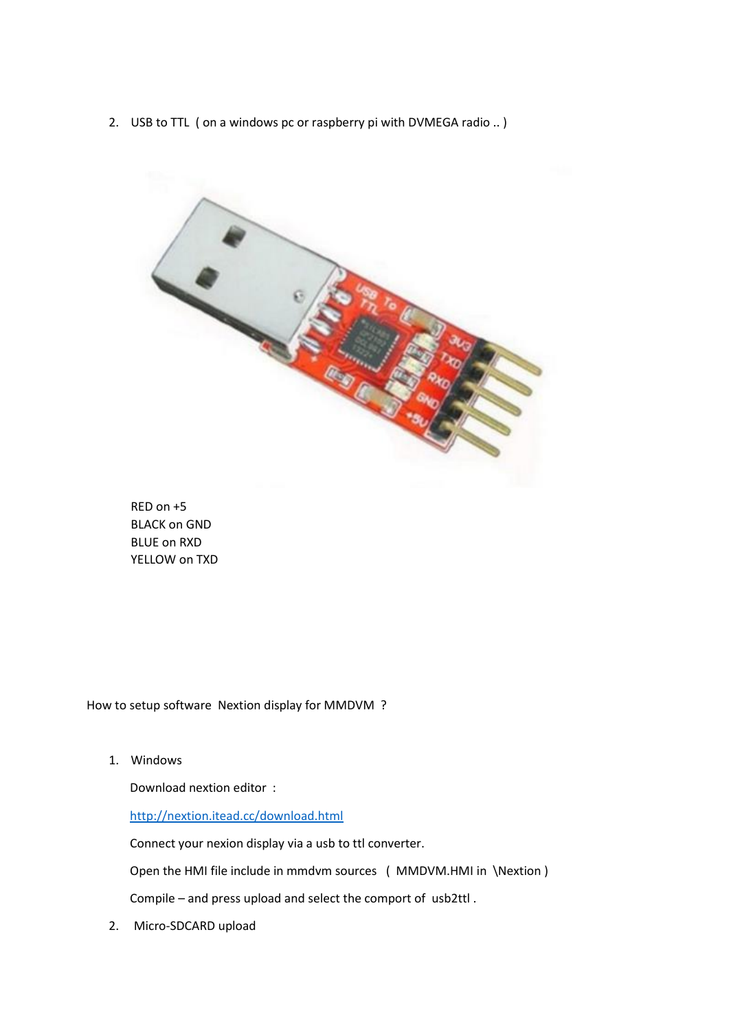2. USB to TTL ( on a windows pc or raspberry pi with DVMEGA radio .. )

RED on +5
BLACK on GND
BLUE on RXD
YELLOW on TXD

How to setup software Nextion display for MMDVM ?

1. Windows

   Download nextion editor :

   [http://nextion.itead.cc/download.html](http://nextion.itead.cc/download.html)

   Connect your nexion display via a usb to ttl converter.

   Open the HMI file include in mmdvm sources ( MMDVM.HMI in \Nextion )

   Compile – and press upload and select the comport of usb2ttl .

2. Micro-SDCARD upload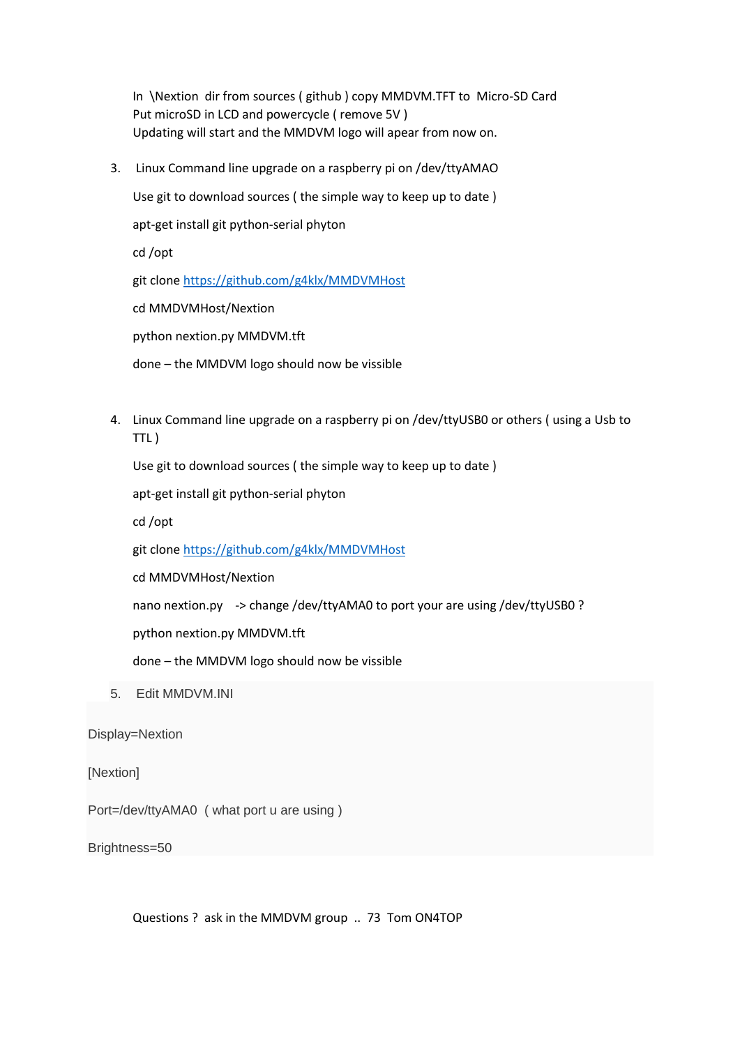In \Nextion dir from sources ( github ) copy MMDVM.TFT to Micro-SD Card
Put microSD in LCD and powercycle ( remove 5V )
Updating will start and the MMDVM logo will apear from now on.

3. Linux Command line upgrade on a raspberry pi on /dev/ttyAMAO

   Use git to download sources ( the simple way to keep up to date )

   apt-get install git python-serial phyton

   cd /opt

   git clone https://github.com/g4klx/MMDVMHost

   cd MMDVMHost/Nextion

   python nextion.py MMDVM.tft

   done – the MMDVM logo should now be vissible

4. Linux Command line upgrade on a raspberry pi on /dev/ttyUSB0 or others ( using a Usb to TTL )

   Use git to download sources ( the simple way to keep up to date )

   apt-get install git python-serial phyton

   cd /opt

   git clone https://github.com/g4klx/MMDVMHost

   cd MMDVMHost/Nextion

   nano nextion.py -> change /dev/ttyAMA0 to port your are using /dev/ttyUSB0 ?

   python nextion.py MMDVM.tft

   done – the MMDVM logo should now be vissible

5. Edit MMDVM.INI

Display=Nextion

[Nextion]

Port=/dev/ttyAMA0 ( what port u are using )

Brightness=50

Questions ? ask in the MMDVM group .. 73 Tom ON4TOP